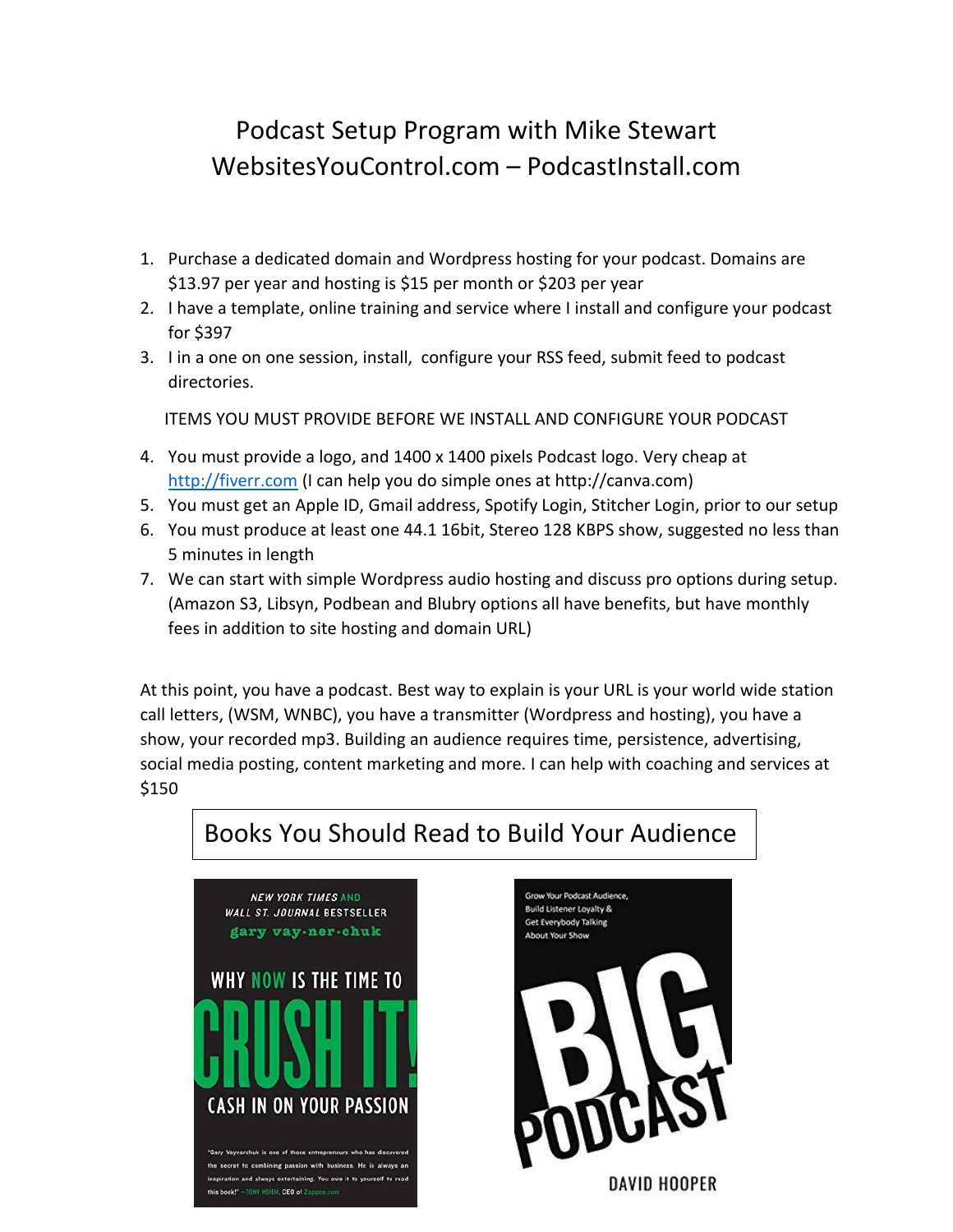# Podcast Setup Program with Mike Stewart

## WebsitesYouControl.com – PodcastInstall.com

1. Purchase a dedicated domain and Wordpress hosting for your podcast. Domains are $13.97 per year and hosting is $15 per month or $203 per year
2. I have a template, online training and service where I install and configure your podcast for $397
3. I in a one on one session, install, configure your RSS feed, submit feed to podcast directories.

ITEMS YOU MUST PROVIDE BEFORE WE INSTALL AND CONFIGURE YOUR PODCAST

4. You must provide a logo, and 1400 x 1400 pixels Podcast logo. Very cheap at [http://fiverr.com](http://fiverr.com) (I can help you do simple ones at http://canva.com)
5. You must get an Apple ID, Gmail address, Spotify Login, Stitcher Login, prior to our setup
6. You must produce at least one 44.1 16bit, Stereo 128 KBPS show, suggested no less than 5 minutes in length
7. We can start with simple Wordpress audio hosting and discuss pro options during setup. (Amazon S3, Libsyn, Podbean and Blubry options all have benefits, but have monthly fees in addition to site hosting and domain URL)

At this point, you have a podcast. Best way to explain is your URL is your world wide station call letters, (WSM, WNBC), you have a transmitter (Wordpress and hosting), you have a show, your recorded mp3. Building an audience requires time, persistence, advertising, social media posting, content marketing and more. I can help with coaching and services at $150

## Books You Should Read to Build Your Audience

*NEW YORK TIMES* AND *WALL ST. JOURNAL* BESTSELLER
gary vay-ner-chuk
WHY NOW IS THE TIME TO CRUSH IT!
CASH IN ON YOUR PASSION

"Gary Vaynerchuk is one of those entrepreneurs who has discovered the secret to combining passion with business. He is always an inspiration and always entertaining. You owe it to yourself to read this book!" —TONY HSIEH, CEO of Zappos.com

Grow Your Podcast Audience, Build Listener Loyalty & Get Everybody Talking About Your Show
BIG PODCAST
DAVID HOOPER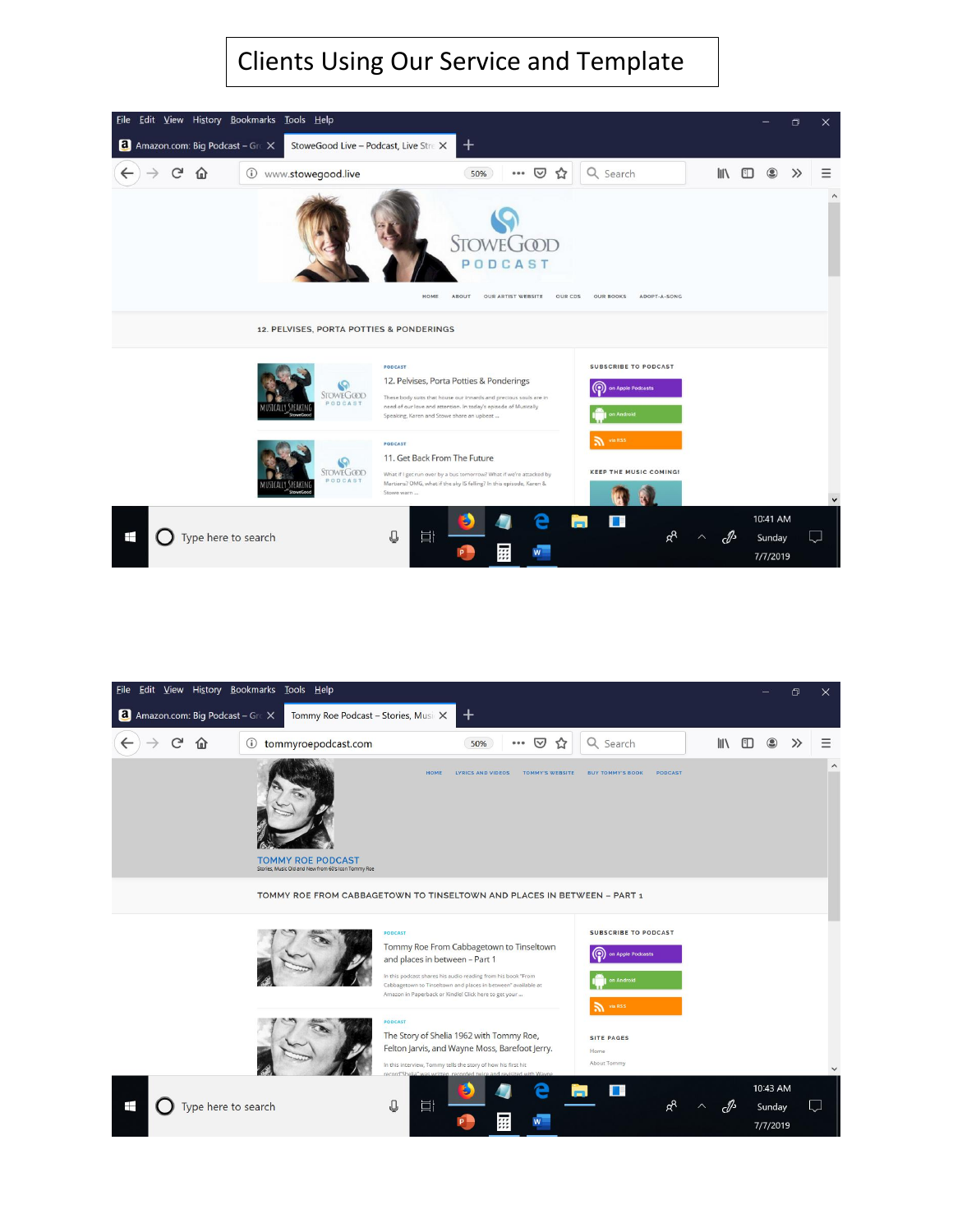# Clients Using Our Service and Template

File Edit View History Bookmarks Tools Help

Amazon.com: Big Podcast – Gr | StoweGood Live – Podcast, Live Str

www.stowegood.live 50%

STOWEGOOD PODCAST

HOME ABOUT OUR ARTIST WEBSITE OUR CDS OUR BOOKS ADOPT-A-SONG

12. PELVISES, PORTA POTTIES & PONDERINGS

PODCAST

12. Pelvises, Porta Potties & Ponderings

These body suits that house our innards and precious souls are in need of our love and attention. In today's episode of Musically Speaking, Karen and Stowe share an upbeat ...

PODCAST

11. Get Back From The Future

What if I get run over by a bus tomorrow? What if we're attacked by Martians? OMG, what if the sky IS falling? In this episode, Karen & Stowe warn ...

SUBSCRIBE TO PODCAST

on Apple Podcasts

on Android

via RSS

KEEP THE MUSIC COMING!

Type here to search

10:41 AM Sunday 7/7/2019

File Edit View History Bookmarks Tools Help

Amazon.com: Big Podcast – Gr | Tommy Roe Podcast – Stories, Musi

tommyroepodcast.com 50%

HOME LYRICS AND VIDEOS TOMMY'S WEBSITE BUY TOMMY'S BOOK PODCAST

TOMMY ROE PODCAST

Stories, Music Old and New from 60's Icon Tommy Roe

TOMMY ROE FROM CABBAGETOWN TO TINSELTOWN AND PLACES IN BETWEEN – PART 1

PODCAST

Tommy Roe From Cabbagetown to Tinseltown and places in between – Part 1

In this podcast shares his audio reading from his book "From Cabbagetown to Tinseltown and places in between" available at Amazon in Paperback or Kindle! Click here to get your ...

PODCAST

The Story of Shelia 1962 with Tommy Roe, Felton Jarvis, and Wayne Moss, Barefoot Jerry.

In this interview, Tommy tells the story of how his first hit record "Sheila" was written, recorded twice and revisited with Wayne ...

SUBSCRIBE TO PODCAST

on Apple Podcasts

on Android

via RSS

SITE PAGES

Home

About Tommy

Type here to search

10:43 AM Sunday 7/7/2019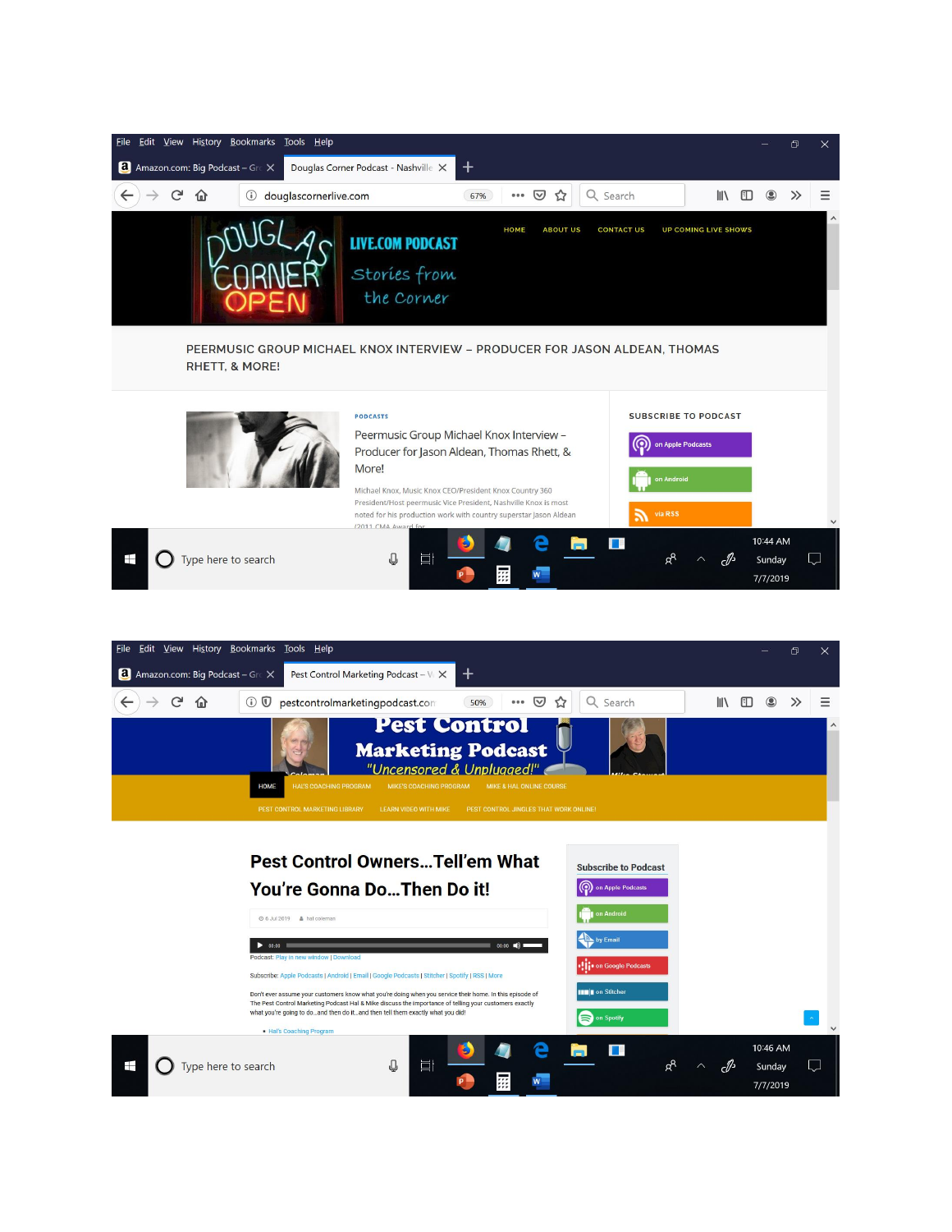File Edit View History Bookmarks Tools Help

Amazon.com: Big Podcast – Gr | Douglas Corner Podcast - Nashville

douglascornerlive.com 67%

DOUGLAS CORNER OPEN

LIVE.COM PODCAST

Stories from the Corner

HOME ABOUT US CONTACT US UP COMING LIVE SHOWS

PEERMUSIC GROUP MICHAEL KNOX INTERVIEW – PRODUCER FOR JASON ALDEAN, THOMAS RHETT, & MORE!

PODCASTS

Peermusic Group Michael Knox Interview – Producer for Jason Aldean, Thomas Rhett, & More!

Michael Knox, Music Knox CEO/President Knox Country 360 President/Host peermusic Vice President, Nashville Knox is most noted for his production work with country superstar Jason Aldean (2011 CMA Award for

SUBSCRIBE TO PODCAST

on Apple Podcasts

on Android

via RSS

Type here to search

10:44 AM Sunday 7/7/2019

File Edit View History Bookmarks Tools Help

Amazon.com: Big Podcast – Gr | Pest Control Marketing Podcast – V

pestcontrolmarketingpodcast.com 50%

Pest Control Marketing Podcast "Uncensored & Unplugged!"

HOME HAL'S COACHING PROGRAM MIKE'S COACHING PROGRAM MIKE & HAL ONLINE COURSE PEST CONTROL MARKETING LIBRARY LEARN VIDEO WITH MIKE PEST CONTROL JINGLES THAT WORK ONLINE!

## Pest Control Owners...Tell'em What You're Gonna Do...Then Do it!

6 Jul 2019 hal coleman

Podcast: Play in new window | Download

Subscribe: Apple Podcasts | Android | Email | Google Podcasts | Stitcher | Spotify | RSS | More

Don't ever assume your customers know what you're doing when you service their home. In this episode of The Pest Control Marketing Podcast Hal & Mike discuss the importance of telling your customers exactly what you're going to do...and then do it..and then tell them exactly what you did!

- Hal's Coaching Program

Subscribe to Podcast

on Apple Podcasts

on Android

by Email

on Google Podcasts

on Stitcher

on Spotify

Type here to search

10:46 AM Sunday 7/7/2019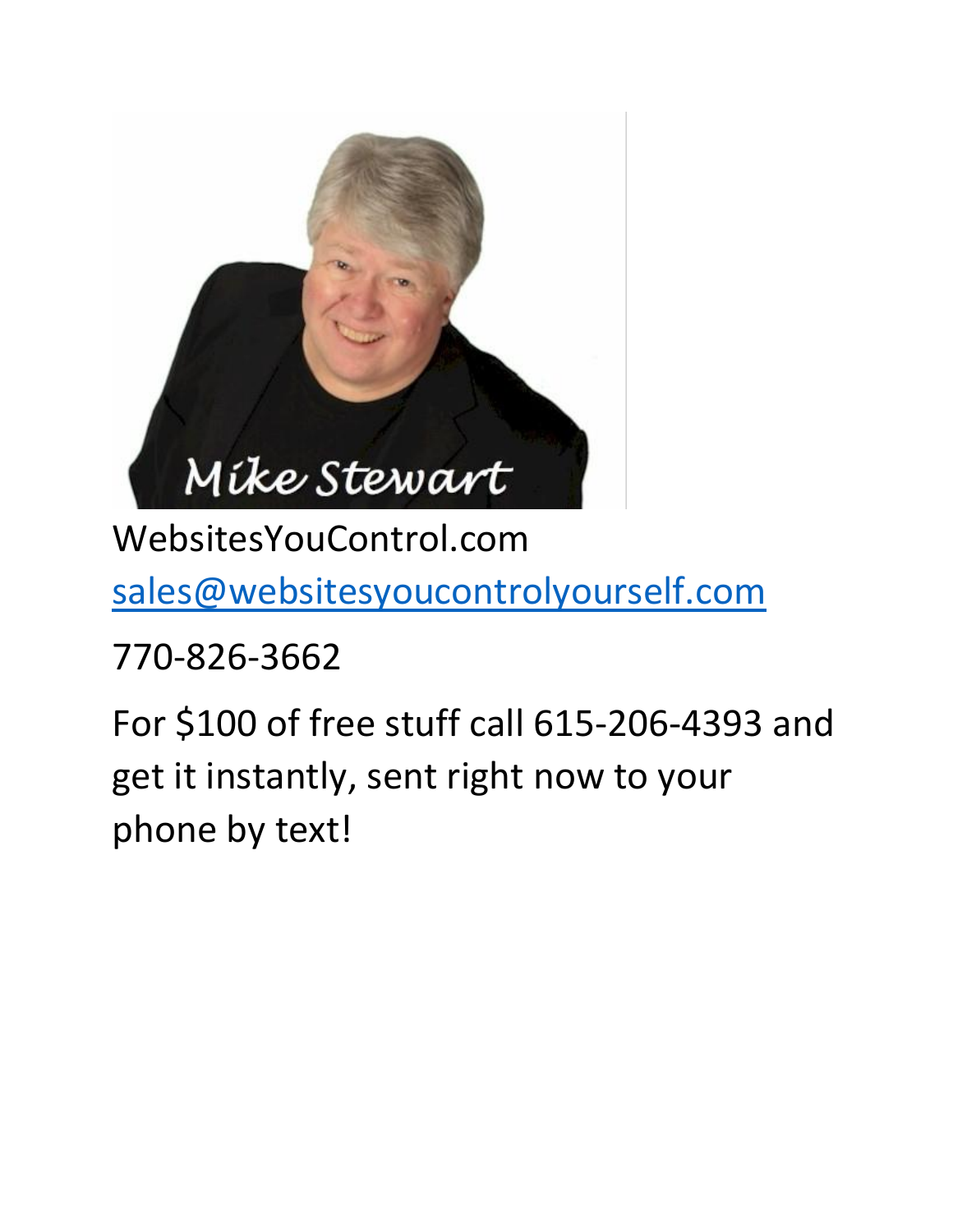Mike Stewart

WebsitesYouControl.com

sales@websitesyoucontrolyourself.com

770-826-3662

For $100 of free stuff call 615-206-4393 and get it instantly, sent right now to your phone by text!